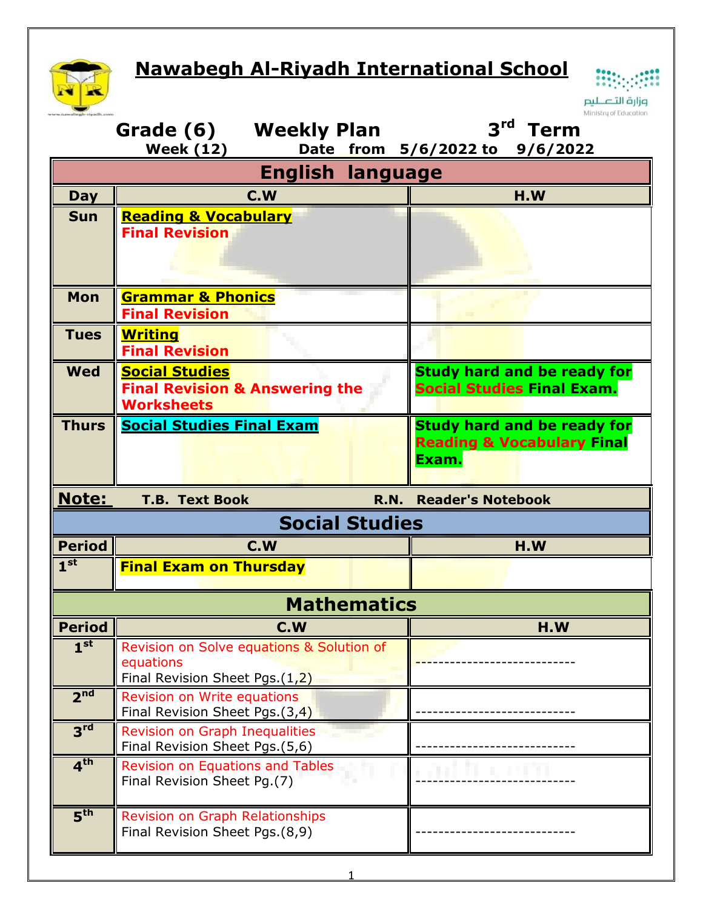# Nawabegh Al-Riyadh International School

وزارة التعليم
Ministry of Education

**Grade (6) Weekly Plan 3rd Term**
**Week (12) Date from 5/6/2022 to 9/6/2022**

## English language

| Day | C.W | H.W |
|---|---|---|
| Sun | **Reading & Vocabulary** **Final Revision** | |
| Mon | **Grammar & Phonics** **Final Revision** | |
| Tues | **Writing** **Final Revision** | |
| Wed | **Social Studies** **Final Revision & Answering the Worksheets** | **Study hard and be ready for Social Studies Final Exam.** |
| Thurs | **Social Studies Final Exam** | **Study hard and be ready for Reading & Vocabulary Final Exam.** |

**Note:** T.B. Text Book R.N. Reader's Notebook

## Social Studies

| Period | C.W | H.W |
|---|---|---|
| 1st | **Final Exam on Thursday** | |

## Mathematics

| Period | C.W | H.W |
|---|---|---|
| 1st | Revision on Solve equations & Solution of equations<br>Final Revision Sheet Pgs.(1,2) | ---------------------------- |
| 2nd | Revision on Write equations<br>Final Revision Sheet Pgs.(3,4) | ---------------------------- |
| 3rd | Revision on Graph Inequalities<br>Final Revision Sheet Pgs.(5,6) | ---------------------------- |
| 4th | Revision on Equations and Tables<br>Final Revision Sheet Pg.(7) | ---------------------------- |
| 5th | Revision on Graph Relationships<br>Final Revision Sheet Pgs.(8,9) | ---------------------------- |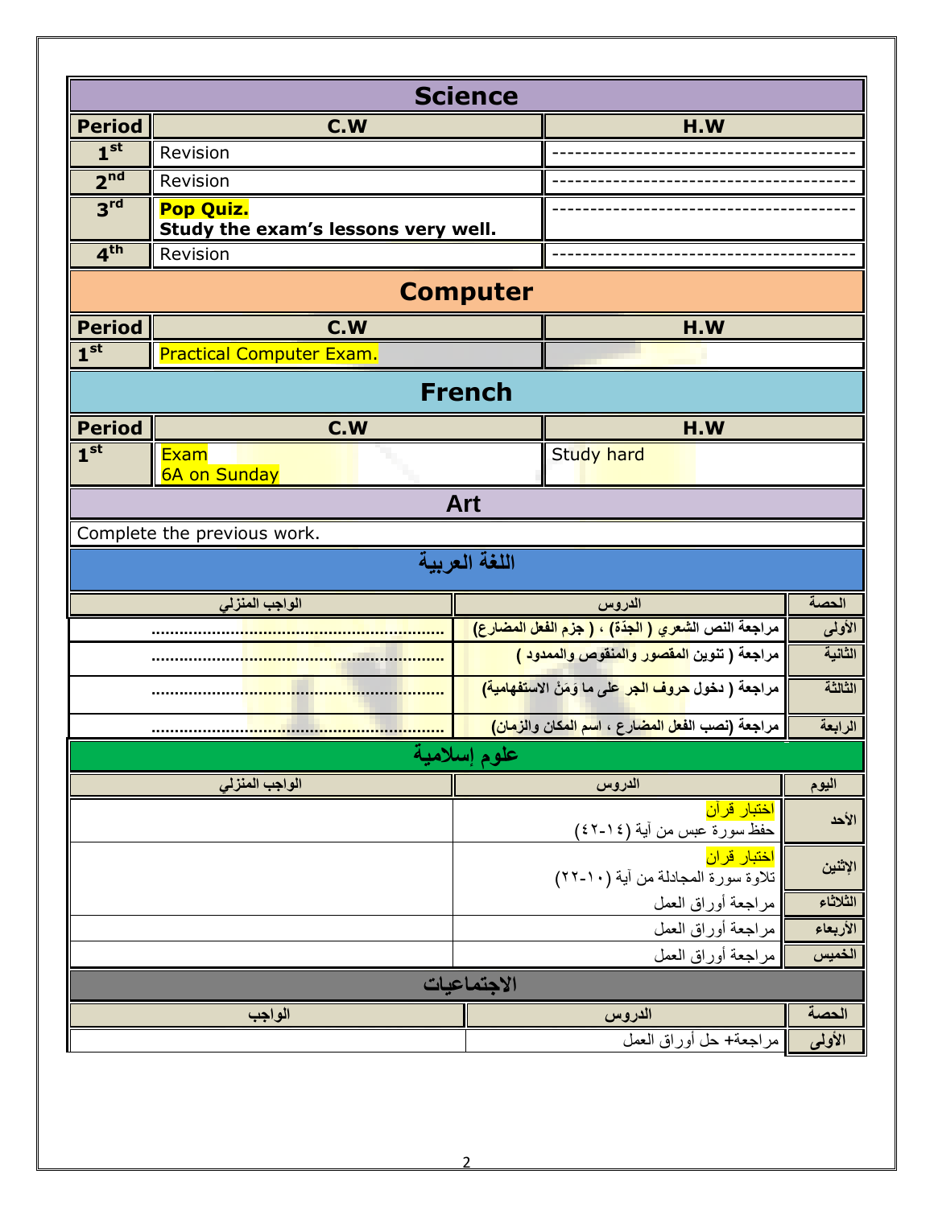## Science

| Period | C.W | H.W |
|---|---|---|
| 1st | Revision | ---------------------------------------- |
| 2nd | Revision | ---------------------------------------- |
| 3rd | **Pop Quiz.** **Study the exam's lessons very well.** | ---------------------------------------- |
| 4th | Revision | ---------------------------------------- |

## Computer

| Period | C.W | H.W |
|---|---|---|
| 1st | Practical Computer Exam. | |

## French

| Period | C.W | H.W |
|---|---|---|
| 1st | Exam 6A on Sunday | Study hard |

## Art

Complete the previous work.

## اللغة العربية

| الحصة | الدروس | الواجب المنزلي |
|---|---|---|
| الأولى | مراجعة النص الشعري ( الجدّة) ، ( جزم الفعل المضارع) | ............................................................ |
| الثانية | مراجعة ( تنوين المقصور والمنقوص والممدود ) | ............................................................ |
| الثالثة | مراجعة ( دخول حروف الجر على ما وَمَنْ الاستفهامية) | ............................................................ |
| الرابعة | مراجعة (نصب الفعل المضارع ، اسم المكان والزمان) | ............................................................ |

## علوم إسلامية

| اليوم | الدروس | الواجب المنزلي |
|---|---|---|
| الأحد | اختبار قرآن حفظ سورة عبس من آية (١٤-٤٢) | |
| الإثنين | اختبار قرآن تلاوة سورة المجادلة من آية (١٠-٢٢) | |
| الثلاثاء | مراجعة أوراق العمل | |
| الأربعاء | مراجعة أوراق العمل | |
| الخميس | مراجعة أوراق العمل | |

## الاجتماعيات

| الحصة | الدروس | الواجب |
|---|---|---|
| الأولى | مراجعة+ حل أوراق العمل | |